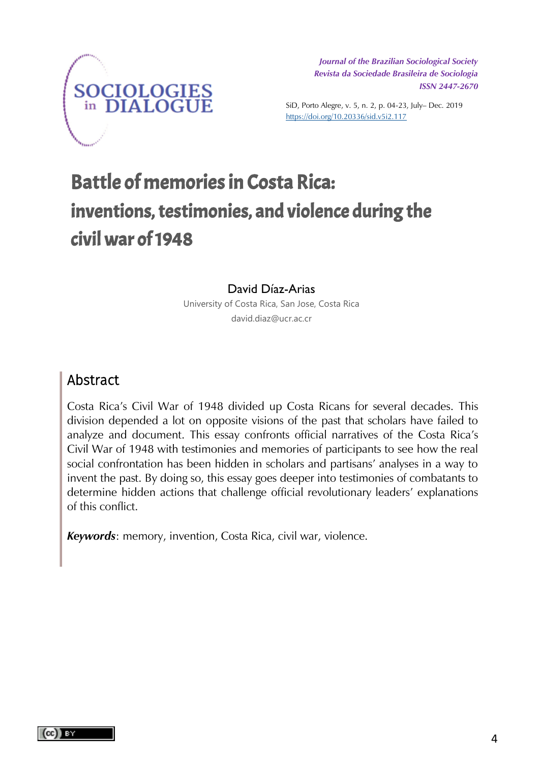# Battle of memories in Costa Rica: inventions, testimonies, and violence during the civil war of 1948

David Díaz-Arias

University of Costa Rica, San Jose, Costa Rica

david.diaz@ucr.ac.cr

## Abstract

Costa Rica's Civil War of 1948 divided up Costa Ricans for several decades. This division depended a lot on opposite visions of the past that scholars have failed to analyze and document. This essay confronts official narratives of the Costa Rica's Civil War of 1948 with testimonies and memories of participants to see how the real social confrontation has been hidden in scholars and partisans' analyses in a way to invent the past. By doing so, this essay goes deeper into testimonies of combatants to determine hidden actions that challenge official revolutionary leaders' explanations of this conflict.

***Keywords***: memory, invention, Costa Rica, civil war, violence.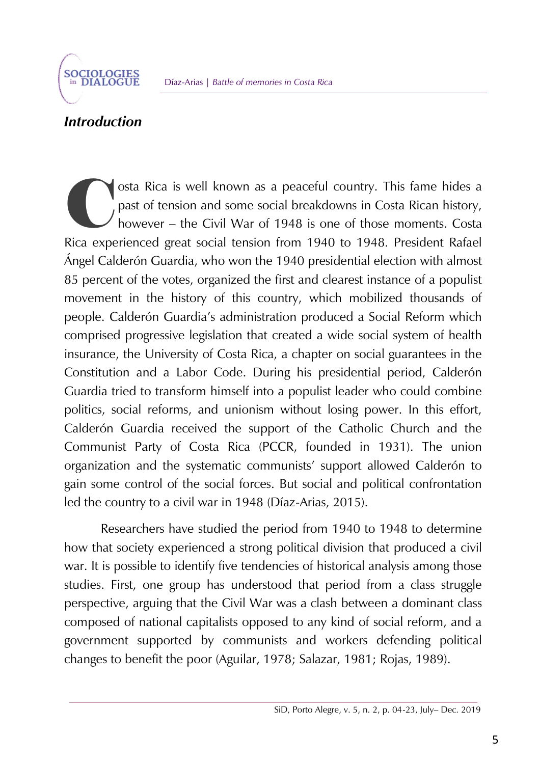## *Introduction*

Costa Rica is well known as a peaceful country. This fame hides a past of tension and some social breakdowns in Costa Rican history, however – the Civil War of 1948 is one of those moments. Costa Rica experienced great social tension from 1940 to 1948. President Rafael Ángel Calderón Guardia, who won the 1940 presidential election with almost 85 percent of the votes, organized the first and clearest instance of a populist movement in the history of this country, which mobilized thousands of people. Calderón Guardia's administration produced a Social Reform which comprised progressive legislation that created a wide social system of health insurance, the University of Costa Rica, a chapter on social guarantees in the Constitution and a Labor Code. During his presidential period, Calderón Guardia tried to transform himself into a populist leader who could combine politics, social reforms, and unionism without losing power. In this effort, Calderón Guardia received the support of the Catholic Church and the Communist Party of Costa Rica (PCCR, founded in 1931). The union organization and the systematic communists' support allowed Calderón to gain some control of the social forces. But social and political confrontation led the country to a civil war in 1948 (Díaz-Arias, 2015).

Researchers have studied the period from 1940 to 1948 to determine how that society experienced a strong political division that produced a civil war. It is possible to identify five tendencies of historical analysis among those studies. First, one group has understood that period from a class struggle perspective, arguing that the Civil War was a clash between a dominant class composed of national capitalists opposed to any kind of social reform, and a government supported by communists and workers defending political changes to benefit the poor (Aguilar, 1978; Salazar, 1981; Rojas, 1989).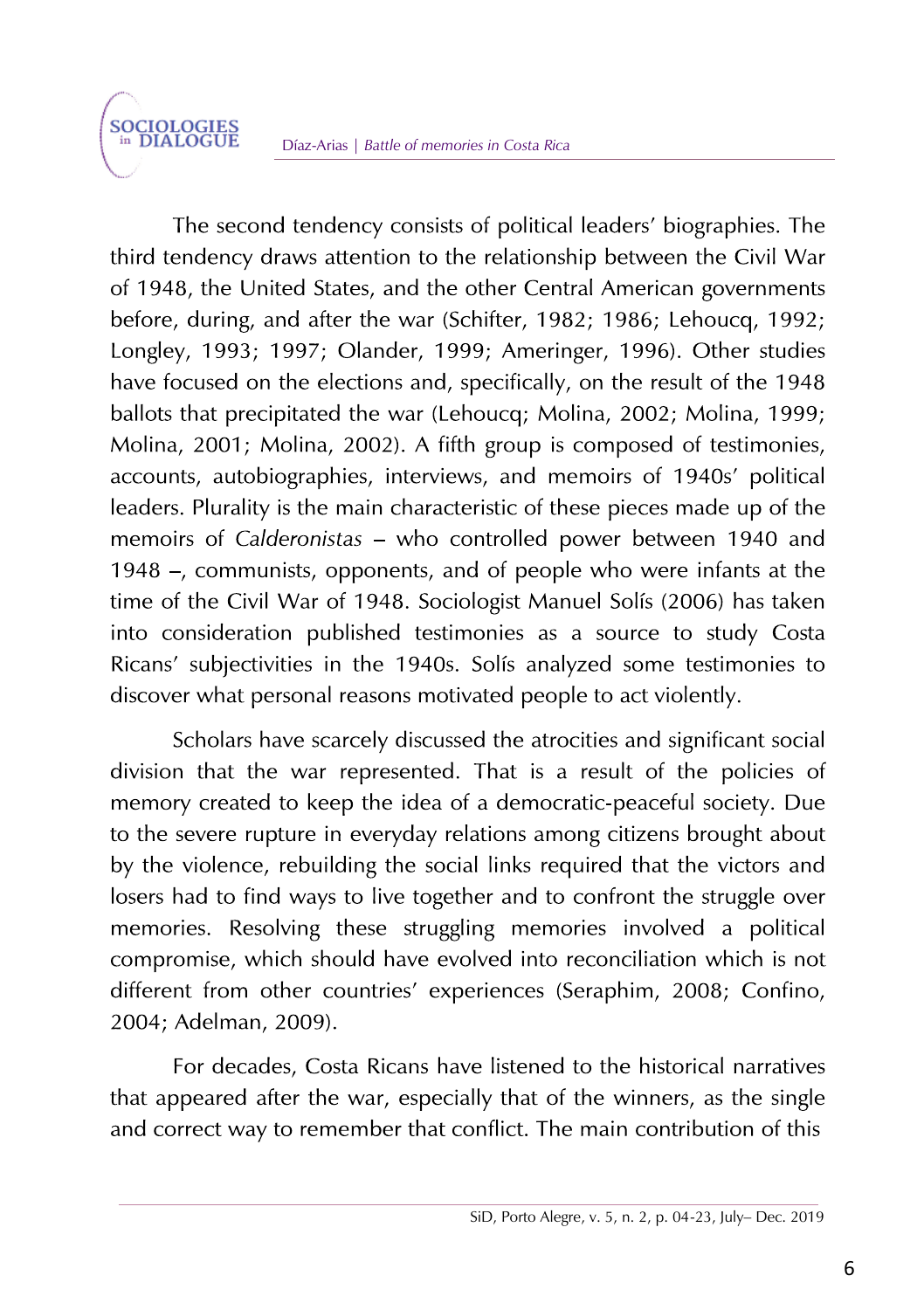The second tendency consists of political leaders' biographies. The third tendency draws attention to the relationship between the Civil War of 1948, the United States, and the other Central American governments before, during, and after the war (Schifter, 1982; 1986; Lehoucq, 1992; Longley, 1993; 1997; Olander, 1999; Ameringer, 1996). Other studies have focused on the elections and, specifically, on the result of the 1948 ballots that precipitated the war (Lehoucq; Molina, 2002; Molina, 1999; Molina, 2001; Molina, 2002). A fifth group is composed of testimonies, accounts, autobiographies, interviews, and memoirs of 1940s' political leaders. Plurality is the main characteristic of these pieces made up of the memoirs of *Calderonistas* – who controlled power between 1940 and 1948 –, communists, opponents, and of people who were infants at the time of the Civil War of 1948. Sociologist Manuel Solís (2006) has taken into consideration published testimonies as a source to study Costa Ricans' subjectivities in the 1940s. Solís analyzed some testimonies to discover what personal reasons motivated people to act violently.

Scholars have scarcely discussed the atrocities and significant social division that the war represented. That is a result of the policies of memory created to keep the idea of a democratic-peaceful society. Due to the severe rupture in everyday relations among citizens brought about by the violence, rebuilding the social links required that the victors and losers had to find ways to live together and to confront the struggle over memories. Resolving these struggling memories involved a political compromise, which should have evolved into reconciliation which is not different from other countries' experiences (Seraphim, 2008; Confino, 2004; Adelman, 2009).

For decades, Costa Ricans have listened to the historical narratives that appeared after the war, especially that of the winners, as the single and correct way to remember that conflict. The main contribution of this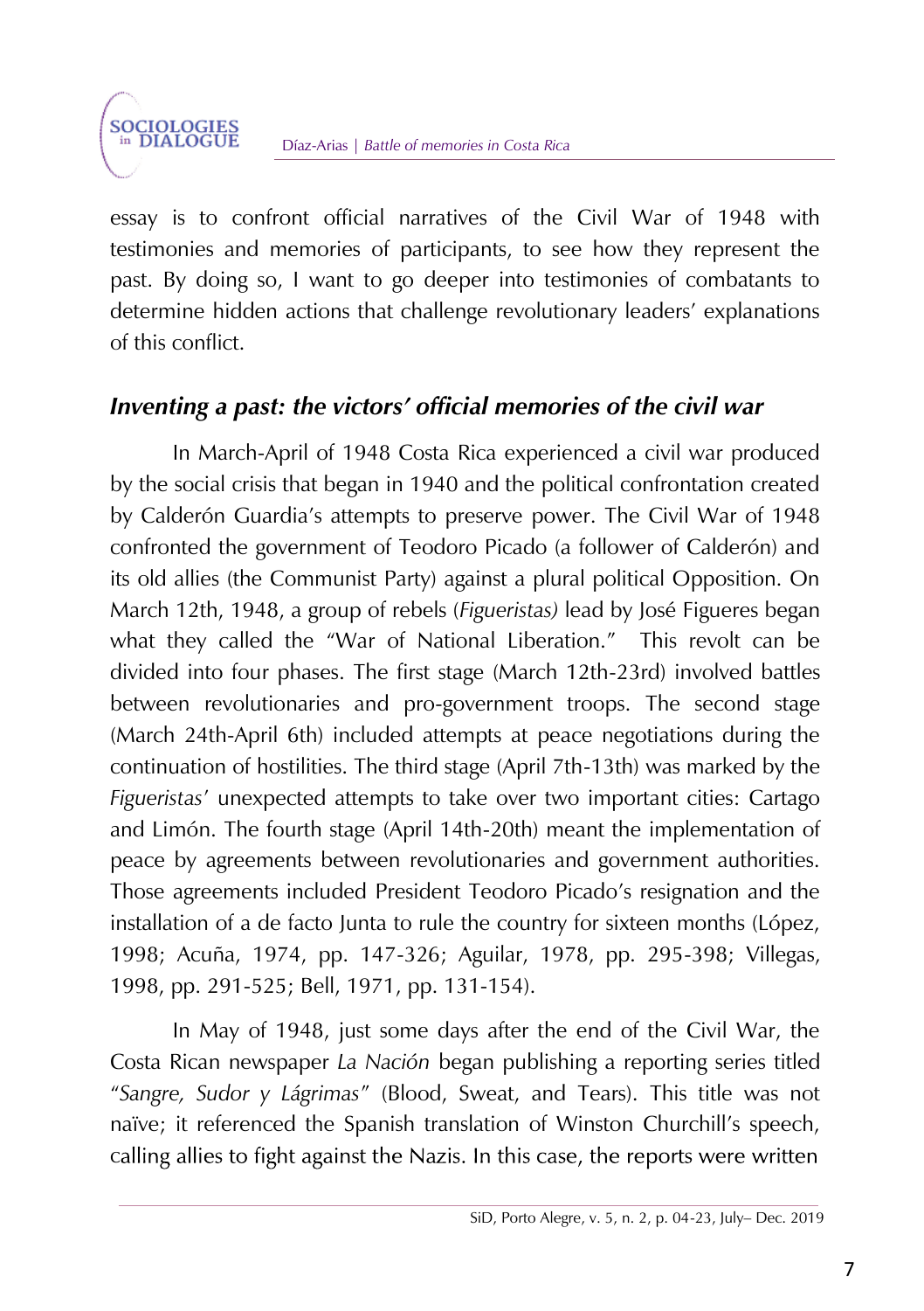essay is to confront official narratives of the Civil War of 1948 with testimonies and memories of participants, to see how they represent the past. By doing so, I want to go deeper into testimonies of combatants to determine hidden actions that challenge revolutionary leaders' explanations of this conflict.

## *Inventing a past: the victors' official memories of the civil war*

In March-April of 1948 Costa Rica experienced a civil war produced by the social crisis that began in 1940 and the political confrontation created by Calderón Guardia's attempts to preserve power. The Civil War of 1948 confronted the government of Teodoro Picado (a follower of Calderón) and its old allies (the Communist Party) against a plural political Opposition. On March 12th, 1948, a group of rebels (*Figueristas)* lead by José Figueres began what they called the "War of National Liberation." This revolt can be divided into four phases. The first stage (March 12th-23rd) involved battles between revolutionaries and pro-government troops. The second stage (March 24th-April 6th) included attempts at peace negotiations during the continuation of hostilities. The third stage (April 7th-13th) was marked by the *Figueristas'* unexpected attempts to take over two important cities: Cartago and Limón. The fourth stage (April 14th-20th) meant the implementation of peace by agreements between revolutionaries and government authorities. Those agreements included President Teodoro Picado's resignation and the installation of a de facto Junta to rule the country for sixteen months (López, 1998; Acuña, 1974, pp. 147-326; Aguilar, 1978, pp. 295-398; Villegas, 1998, pp. 291-525; Bell, 1971, pp. 131-154).

In May of 1948, just some days after the end of the Civil War, the Costa Rican newspaper *La Nación* began publishing a reporting series titled "*Sangre, Sudor y Lágrimas*" (Blood, Sweat, and Tears). This title was not naïve; it referenced the Spanish translation of Winston Churchill's speech, calling allies to fight against the Nazis. In this case, the reports were written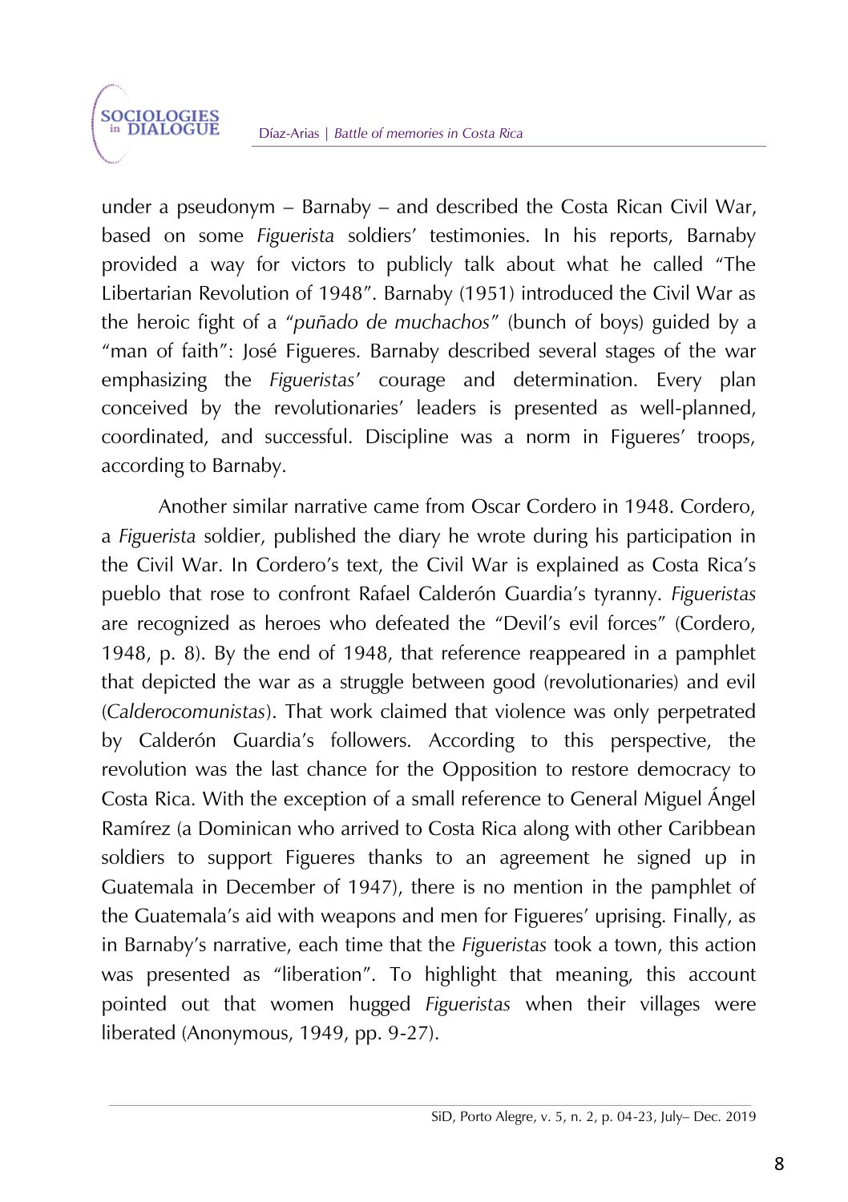under a pseudonym – Barnaby – and described the Costa Rican Civil War, based on some *Figuerista* soldiers' testimonies. In his reports, Barnaby provided a way for victors to publicly talk about what he called "The Libertarian Revolution of 1948". Barnaby (1951) introduced the Civil War as the heroic fight of a "*puñado de muchachos*" (bunch of boys) guided by a "man of faith": José Figueres. Barnaby described several stages of the war emphasizing the *Figueristas'* courage and determination. Every plan conceived by the revolutionaries' leaders is presented as well-planned, coordinated, and successful. Discipline was a norm in Figueres' troops, according to Barnaby.

Another similar narrative came from Oscar Cordero in 1948. Cordero, a *Figuerista* soldier, published the diary he wrote during his participation in the Civil War. In Cordero's text, the Civil War is explained as Costa Rica's pueblo that rose to confront Rafael Calderón Guardia's tyranny. *Figueristas* are recognized as heroes who defeated the "Devil's evil forces" (Cordero, 1948, p. 8). By the end of 1948, that reference reappeared in a pamphlet that depicted the war as a struggle between good (revolutionaries) and evil (*Calderocomunistas*). That work claimed that violence was only perpetrated by Calderón Guardia's followers. According to this perspective, the revolution was the last chance for the Opposition to restore democracy to Costa Rica. With the exception of a small reference to General Miguel Ángel Ramírez (a Dominican who arrived to Costa Rica along with other Caribbean soldiers to support Figueres thanks to an agreement he signed up in Guatemala in December of 1947), there is no mention in the pamphlet of the Guatemala's aid with weapons and men for Figueres' uprising. Finally, as in Barnaby's narrative, each time that the *Figueristas* took a town, this action was presented as "liberation". To highlight that meaning, this account pointed out that women hugged *Figueristas* when their villages were liberated (Anonymous, 1949, pp. 9-27).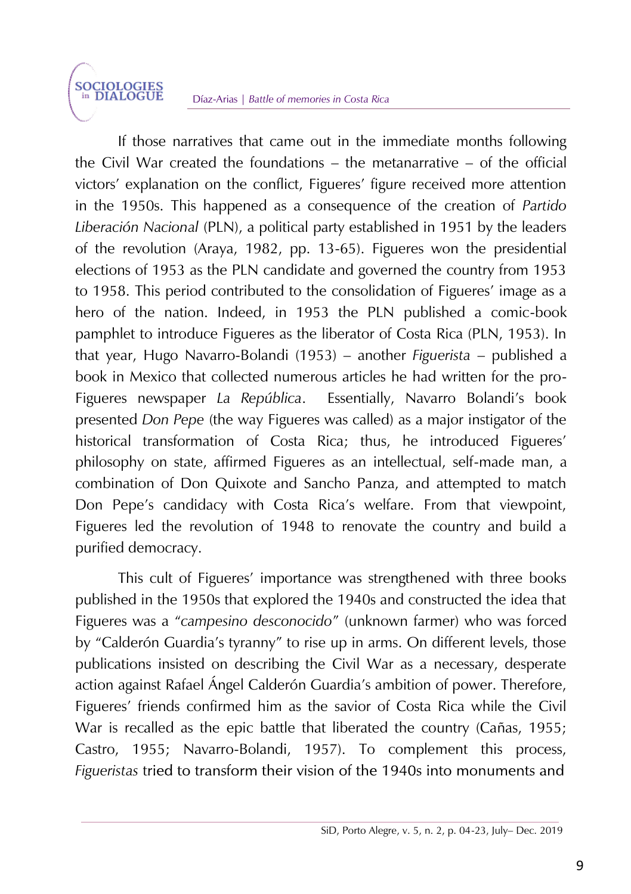If those narratives that came out in the immediate months following the Civil War created the foundations – the metanarrative – of the official victors' explanation on the conflict, Figueres' figure received more attention in the 1950s. This happened as a consequence of the creation of *Partido Liberación Nacional* (PLN), a political party established in 1951 by the leaders of the revolution (Araya, 1982, pp. 13-65). Figueres won the presidential elections of 1953 as the PLN candidate and governed the country from 1953 to 1958. This period contributed to the consolidation of Figueres' image as a hero of the nation. Indeed, in 1953 the PLN published a comic-book pamphlet to introduce Figueres as the liberator of Costa Rica (PLN, 1953). In that year, Hugo Navarro-Bolandi (1953) – another *Figuerista* – published a book in Mexico that collected numerous articles he had written for the pro-Figueres newspaper *La República*. Essentially, Navarro Bolandi's book presented *Don Pepe* (the way Figueres was called) as a major instigator of the historical transformation of Costa Rica; thus, he introduced Figueres' philosophy on state, affirmed Figueres as an intellectual, self-made man, a combination of Don Quixote and Sancho Panza, and attempted to match Don Pepe's candidacy with Costa Rica's welfare. From that viewpoint, Figueres led the revolution of 1948 to renovate the country and build a purified democracy.

This cult of Figueres' importance was strengthened with three books published in the 1950s that explored the 1940s and constructed the idea that Figueres was a "*campesino desconocido*" (unknown farmer) who was forced by "Calderón Guardia's tyranny" to rise up in arms. On different levels, those publications insisted on describing the Civil War as a necessary, desperate action against Rafael Ángel Calderón Guardia's ambition of power. Therefore, Figueres' friends confirmed him as the savior of Costa Rica while the Civil War is recalled as the epic battle that liberated the country (Cañas, 1955; Castro, 1955; Navarro-Bolandi, 1957). To complement this process, *Figueristas* tried to transform their vision of the 1940s into monuments and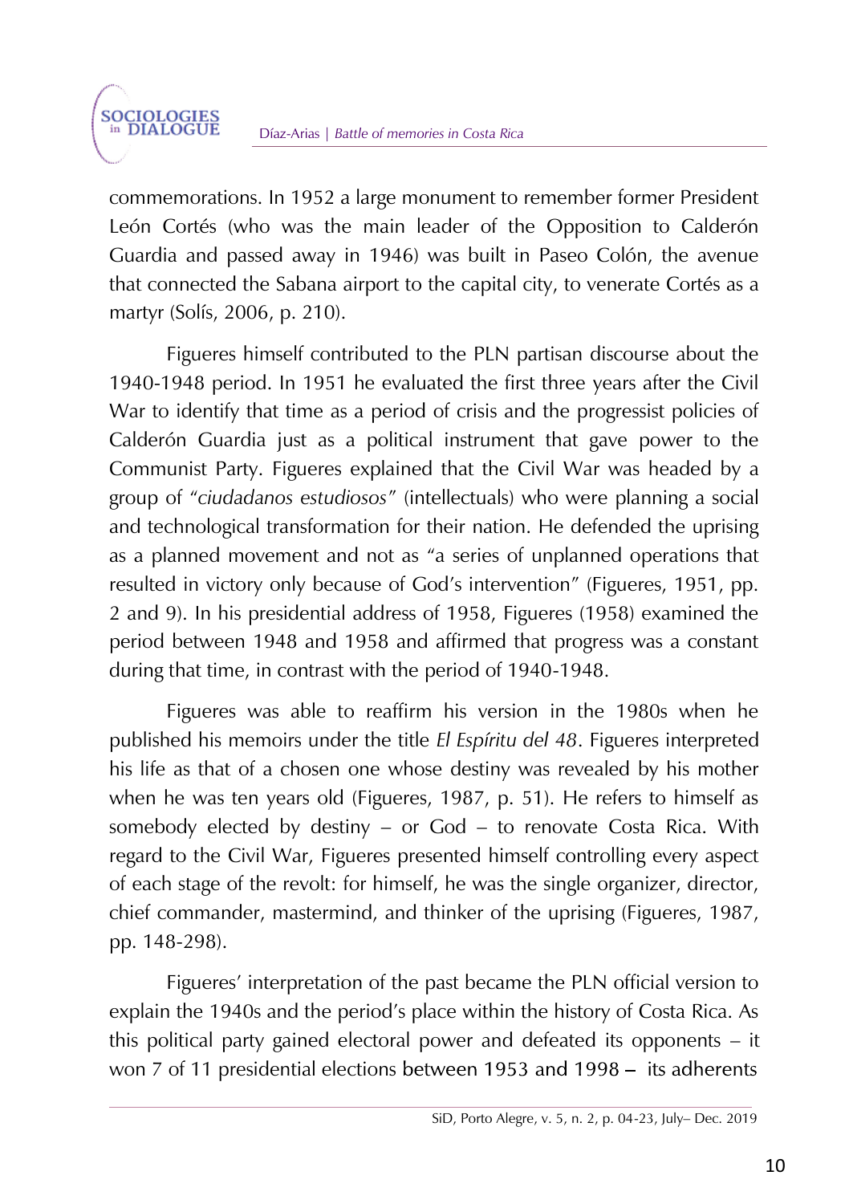commemorations. In 1952 a large monument to remember former President León Cortés (who was the main leader of the Opposition to Calderón Guardia and passed away in 1946) was built in Paseo Colón, the avenue that connected the Sabana airport to the capital city, to venerate Cortés as a martyr (Solís, 2006, p. 210).

Figueres himself contributed to the PLN partisan discourse about the 1940-1948 period. In 1951 he evaluated the first three years after the Civil War to identify that time as a period of crisis and the progressist policies of Calderón Guardia just as a political instrument that gave power to the Communist Party. Figueres explained that the Civil War was headed by a group of "*ciudadanos estudiosos*" (intellectuals) who were planning a social and technological transformation for their nation. He defended the uprising as a planned movement and not as "a series of unplanned operations that resulted in victory only because of God's intervention" (Figueres, 1951, pp. 2 and 9). In his presidential address of 1958, Figueres (1958) examined the period between 1948 and 1958 and affirmed that progress was a constant during that time, in contrast with the period of 1940-1948.

Figueres was able to reaffirm his version in the 1980s when he published his memoirs under the title *El Espíritu del 48*. Figueres interpreted his life as that of a chosen one whose destiny was revealed by his mother when he was ten years old (Figueres, 1987, p. 51). He refers to himself as somebody elected by destiny – or God – to renovate Costa Rica. With regard to the Civil War, Figueres presented himself controlling every aspect of each stage of the revolt: for himself, he was the single organizer, director, chief commander, mastermind, and thinker of the uprising (Figueres, 1987, pp. 148-298).

Figueres' interpretation of the past became the PLN official version to explain the 1940s and the period's place within the history of Costa Rica. As this political party gained electoral power and defeated its opponents – it won 7 of 11 presidential elections between 1953 and 1998 – its adherents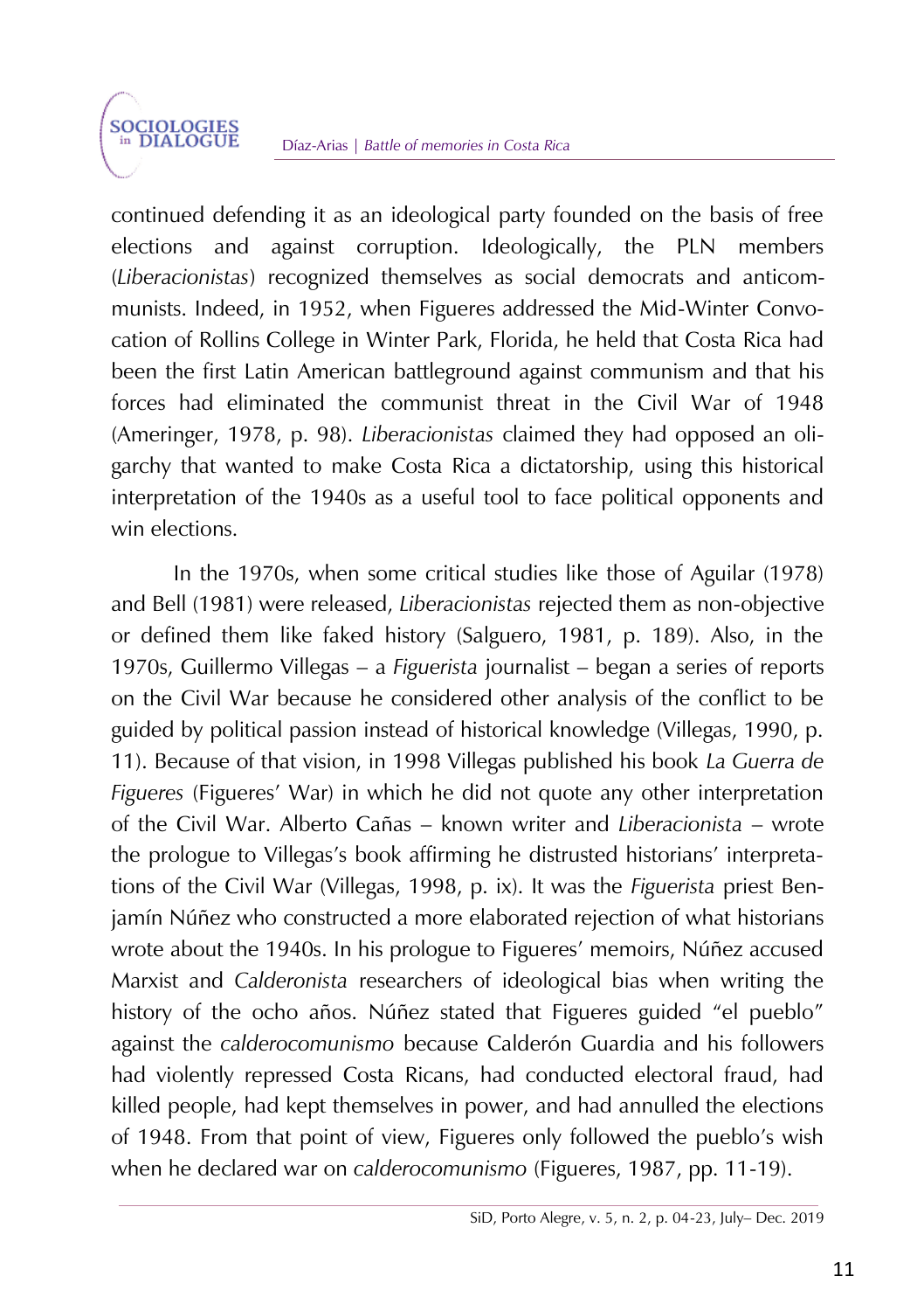continued defending it as an ideological party founded on the basis of free elections and against corruption. Ideologically, the PLN members (*Liberacionistas*) recognized themselves as social democrats and anticommunists. Indeed, in 1952, when Figueres addressed the Mid-Winter Convocation of Rollins College in Winter Park, Florida, he held that Costa Rica had been the first Latin American battleground against communism and that his forces had eliminated the communist threat in the Civil War of 1948 (Ameringer, 1978, p. 98). *Liberacionistas* claimed they had opposed an oligarchy that wanted to make Costa Rica a dictatorship, using this historical interpretation of the 1940s as a useful tool to face political opponents and win elections.

In the 1970s, when some critical studies like those of Aguilar (1978) and Bell (1981) were released, *Liberacionistas* rejected them as non-objective or defined them like faked history (Salguero, 1981, p. 189). Also, in the 1970s, Guillermo Villegas – a *Figuerista* journalist – began a series of reports on the Civil War because he considered other analysis of the conflict to be guided by political passion instead of historical knowledge (Villegas, 1990, p. 11). Because of that vision, in 1998 Villegas published his book *La Guerra de Figueres* (Figueres' War) in which he did not quote any other interpretation of the Civil War. Alberto Cañas – known writer and *Liberacionista* – wrote the prologue to Villegas's book affirming he distrusted historians' interpretations of the Civil War (Villegas, 1998, p. ix). It was the *Figuerista* priest Benjamín Núñez who constructed a more elaborated rejection of what historians wrote about the 1940s. In his prologue to Figueres' memoirs, Núñez accused Marxist and *Calderonista* researchers of ideological bias when writing the history of the ocho años. Núñez stated that Figueres guided "el pueblo" against the *calderocomunismo* because Calderón Guardia and his followers had violently repressed Costa Ricans, had conducted electoral fraud, had killed people, had kept themselves in power, and had annulled the elections of 1948. From that point of view, Figueres only followed the pueblo's wish when he declared war on *calderocomunismo* (Figueres, 1987, pp. 11-19).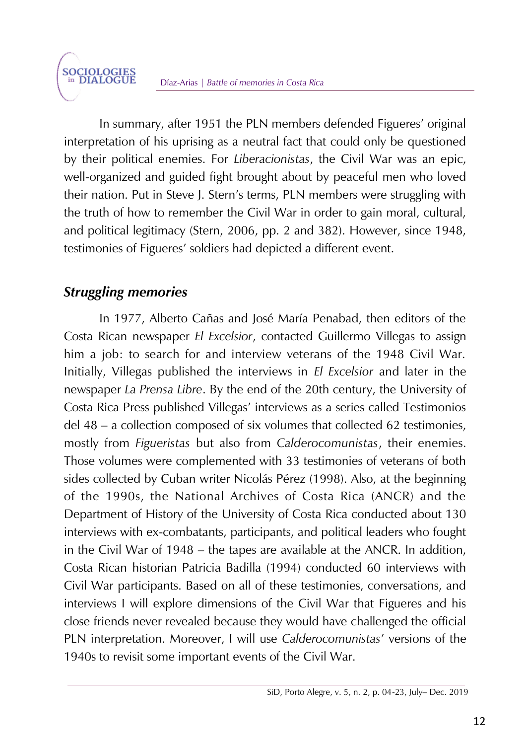In summary, after 1951 the PLN members defended Figueres' original interpretation of his uprising as a neutral fact that could only be questioned by their political enemies. For *Liberacionistas*, the Civil War was an epic, well-organized and guided fight brought about by peaceful men who loved their nation. Put in Steve J. Stern's terms, PLN members were struggling with the truth of how to remember the Civil War in order to gain moral, cultural, and political legitimacy (Stern, 2006, pp. 2 and 382). However, since 1948, testimonies of Figueres' soldiers had depicted a different event.

## ***Struggling memories***

In 1977, Alberto Cañas and José María Penabad, then editors of the Costa Rican newspaper *El Excelsior*, contacted Guillermo Villegas to assign him a job: to search for and interview veterans of the 1948 Civil War. Initially, Villegas published the interviews in *El Excelsior* and later in the newspaper *La Prensa Libre*. By the end of the 20th century, the University of Costa Rica Press published Villegas' interviews as a series called Testimonios del 48 – a collection composed of six volumes that collected 62 testimonies, mostly from *Figueristas* but also from *Calderocomunistas*, their enemies. Those volumes were complemented with 33 testimonies of veterans of both sides collected by Cuban writer Nicolás Pérez (1998). Also, at the beginning of the 1990s, the National Archives of Costa Rica (ANCR) and the Department of History of the University of Costa Rica conducted about 130 interviews with ex-combatants, participants, and political leaders who fought in the Civil War of 1948 – the tapes are available at the ANCR. In addition, Costa Rican historian Patricia Badilla (1994) conducted 60 interviews with Civil War participants. Based on all of these testimonies, conversations, and interviews I will explore dimensions of the Civil War that Figueres and his close friends never revealed because they would have challenged the official PLN interpretation. Moreover, I will use *Calderocomunistas*' versions of the 1940s to revisit some important events of the Civil War.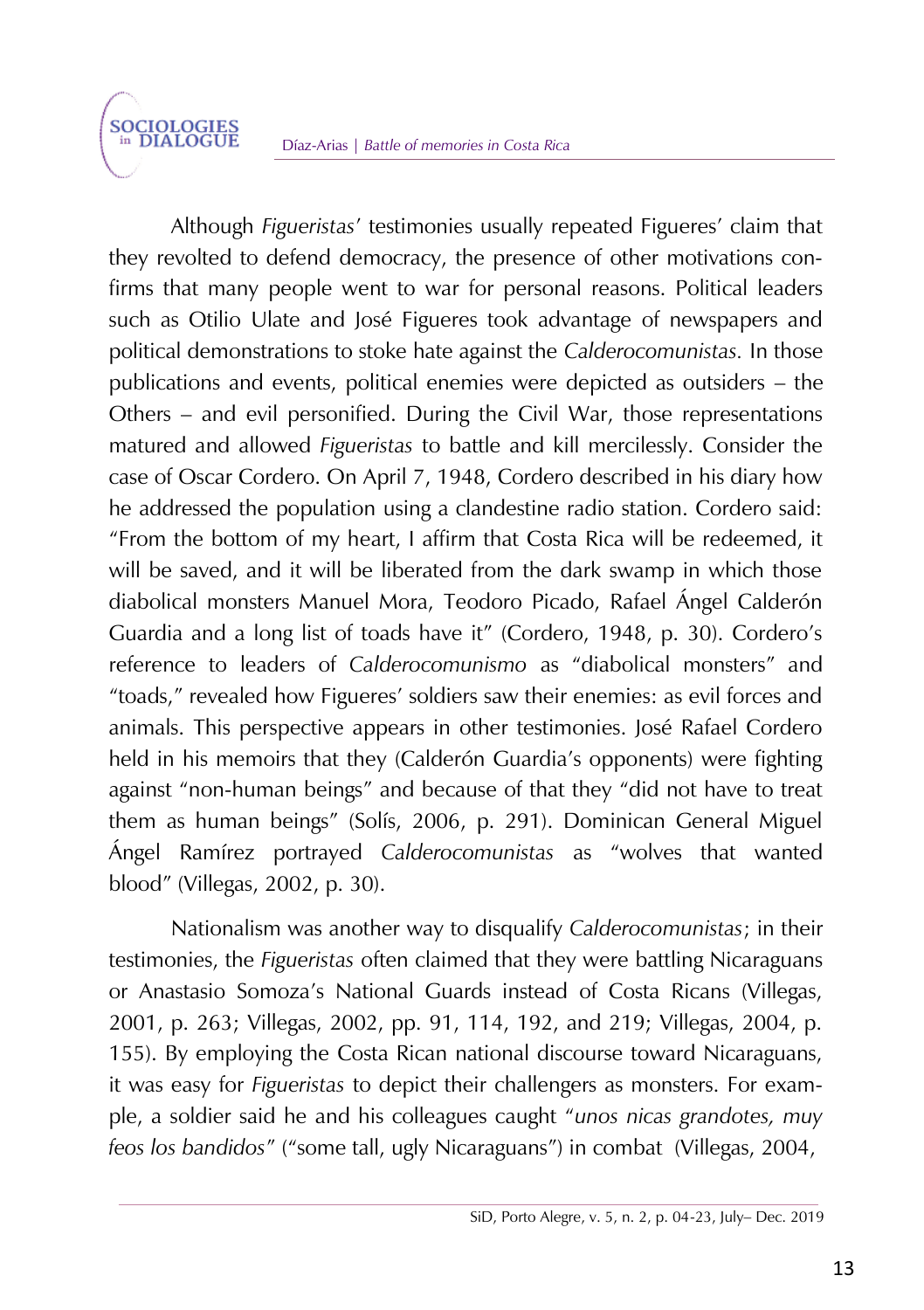Although *Figueristas'* testimonies usually repeated Figueres' claim that they revolted to defend democracy, the presence of other motivations confirms that many people went to war for personal reasons. Political leaders such as Otilio Ulate and José Figueres took advantage of newspapers and political demonstrations to stoke hate against the *Calderocomunistas.* In those publications and events, political enemies were depicted as outsiders – the Others – and evil personified. During the Civil War, those representations matured and allowed *Figueristas* to battle and kill mercilessly. Consider the case of Oscar Cordero. On April 7, 1948, Cordero described in his diary how he addressed the population using a clandestine radio station. Cordero said: "From the bottom of my heart, I affirm that Costa Rica will be redeemed, it will be saved, and it will be liberated from the dark swamp in which those diabolical monsters Manuel Mora, Teodoro Picado, Rafael Ángel Calderón Guardia and a long list of toads have it" (Cordero, 1948, p. 30). Cordero's reference to leaders of *Calderocomunismo* as "diabolical monsters" and "toads," revealed how Figueres' soldiers saw their enemies: as evil forces and animals. This perspective appears in other testimonies. José Rafael Cordero held in his memoirs that they (Calderón Guardia's opponents) were fighting against "non-human beings" and because of that they "did not have to treat them as human beings" (Solís, 2006, p. 291). Dominican General Miguel Ángel Ramírez portrayed *Calderocomunistas* as "wolves that wanted blood" (Villegas, 2002, p. 30).

Nationalism was another way to disqualify *Calderocomunistas*; in their testimonies, the *Figueristas* often claimed that they were battling Nicaraguans or Anastasio Somoza's National Guards instead of Costa Ricans (Villegas, 2001, p. 263; Villegas, 2002, pp. 91, 114, 192, and 219; Villegas, 2004, p. 155). By employing the Costa Rican national discourse toward Nicaraguans, it was easy for *Figueristas* to depict their challengers as monsters. For example, a soldier said he and his colleagues caught "*unos nicas grandotes, muy feos los bandidos*" ("some tall, ugly Nicaraguans") in combat (Villegas, 2004,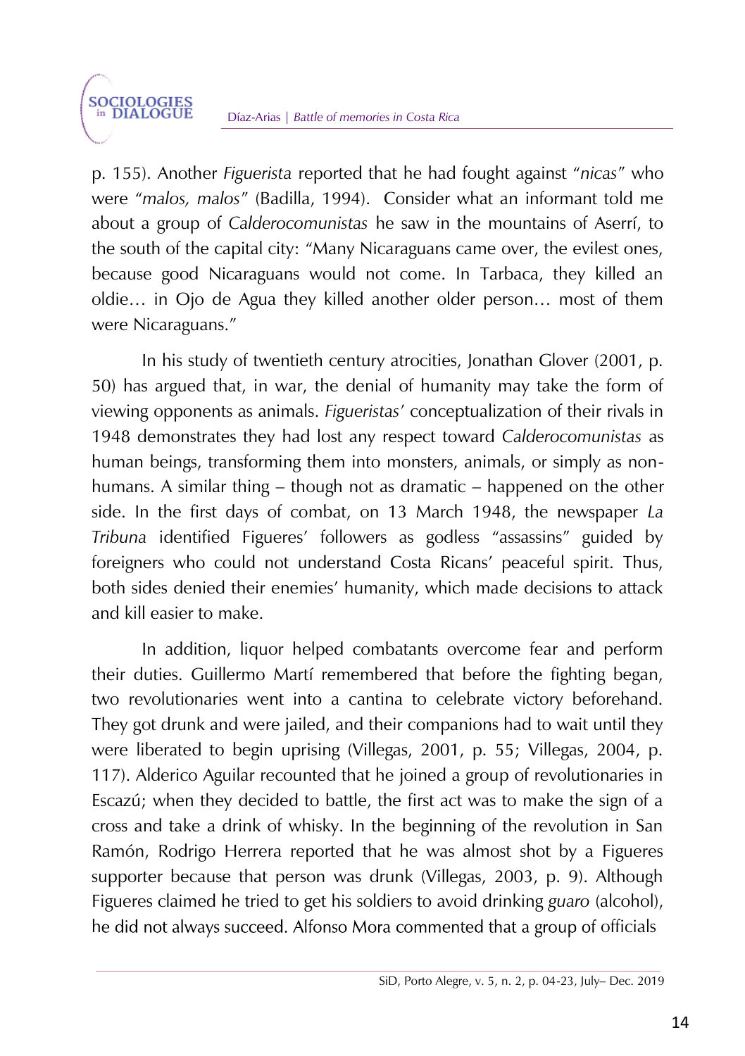p. 155). Another *Figuerista* reported that he had fought against "*nicas*" who were "*malos, malos*" (Badilla, 1994). Consider what an informant told me about a group of *Calderocomunistas* he saw in the mountains of Aserrí, to the south of the capital city: "Many Nicaraguans came over, the evilest ones, because good Nicaraguans would not come. In Tarbaca, they killed an oldie… in Ojo de Agua they killed another older person… most of them were Nicaraguans."

In his study of twentieth century atrocities, Jonathan Glover (2001, p. 50) has argued that, in war, the denial of humanity may take the form of viewing opponents as animals. *Figueristas'* conceptualization of their rivals in 1948 demonstrates they had lost any respect toward *Calderocomunistas* as human beings, transforming them into monsters, animals, or simply as non-humans. A similar thing – though not as dramatic – happened on the other side. In the first days of combat, on 13 March 1948, the newspaper *La Tribuna* identified Figueres' followers as godless "assassins" guided by foreigners who could not understand Costa Ricans' peaceful spirit. Thus, both sides denied their enemies' humanity, which made decisions to attack and kill easier to make.

In addition, liquor helped combatants overcome fear and perform their duties. Guillermo Martí remembered that before the fighting began, two revolutionaries went into a cantina to celebrate victory beforehand. They got drunk and were jailed, and their companions had to wait until they were liberated to begin uprising (Villegas, 2001, p. 55; Villegas, 2004, p. 117). Alderico Aguilar recounted that he joined a group of revolutionaries in Escazú; when they decided to battle, the first act was to make the sign of a cross and take a drink of whisky. In the beginning of the revolution in San Ramón, Rodrigo Herrera reported that he was almost shot by a Figueres supporter because that person was drunk (Villegas, 2003, p. 9). Although Figueres claimed he tried to get his soldiers to avoid drinking *guaro* (alcohol), he did not always succeed. Alfonso Mora commented that a group of officials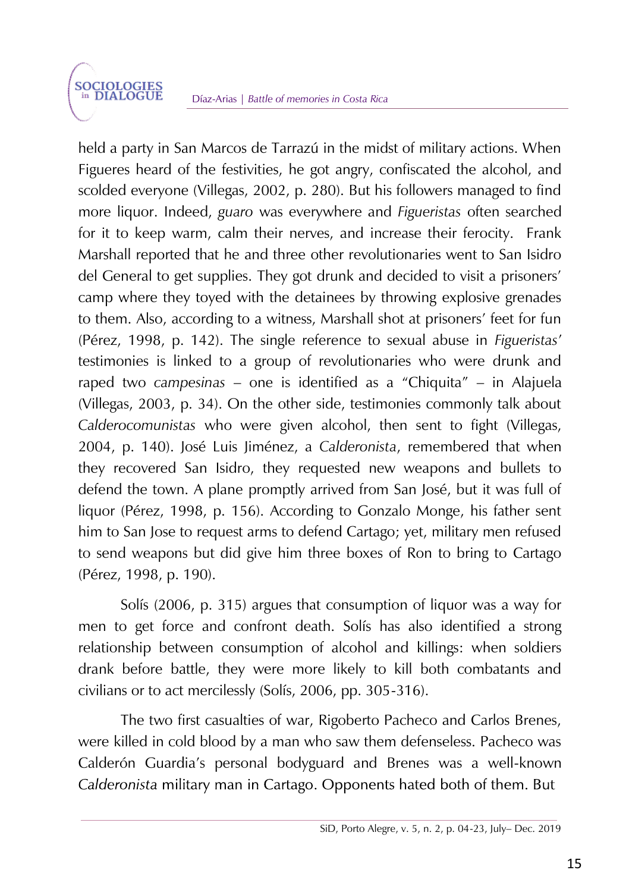held a party in San Marcos de Tarrazú in the midst of military actions. When Figueres heard of the festivities, he got angry, confiscated the alcohol, and scolded everyone (Villegas, 2002, p. 280). But his followers managed to find more liquor. Indeed, *guaro* was everywhere and *Figueristas* often searched for it to keep warm, calm their nerves, and increase their ferocity. Frank Marshall reported that he and three other revolutionaries went to San Isidro del General to get supplies. They got drunk and decided to visit a prisoners' camp where they toyed with the detainees by throwing explosive grenades to them. Also, according to a witness, Marshall shot at prisoners' feet for fun (Pérez, 1998, p. 142). The single reference to sexual abuse in *Figueristas'* testimonies is linked to a group of revolutionaries who were drunk and raped two *campesinas* – one is identified as a "Chiquita" – in Alajuela (Villegas, 2003, p. 34). On the other side, testimonies commonly talk about *Calderocomunistas* who were given alcohol, then sent to fight (Villegas, 2004, p. 140). José Luis Jiménez, a *Calderonista*, remembered that when they recovered San Isidro, they requested new weapons and bullets to defend the town. A plane promptly arrived from San José, but it was full of liquor (Pérez, 1998, p. 156). According to Gonzalo Monge, his father sent him to San Jose to request arms to defend Cartago; yet, military men refused to send weapons but did give him three boxes of Ron to bring to Cartago (Pérez, 1998, p. 190).

Solís (2006, p. 315) argues that consumption of liquor was a way for men to get force and confront death. Solís has also identified a strong relationship between consumption of alcohol and killings: when soldiers drank before battle, they were more likely to kill both combatants and civilians or to act mercilessly (Solís, 2006, pp. 305-316).

The two first casualties of war, Rigoberto Pacheco and Carlos Brenes, were killed in cold blood by a man who saw them defenseless. Pacheco was Calderón Guardia's personal bodyguard and Brenes was a well-known *Calderonista* military man in Cartago. Opponents hated both of them. But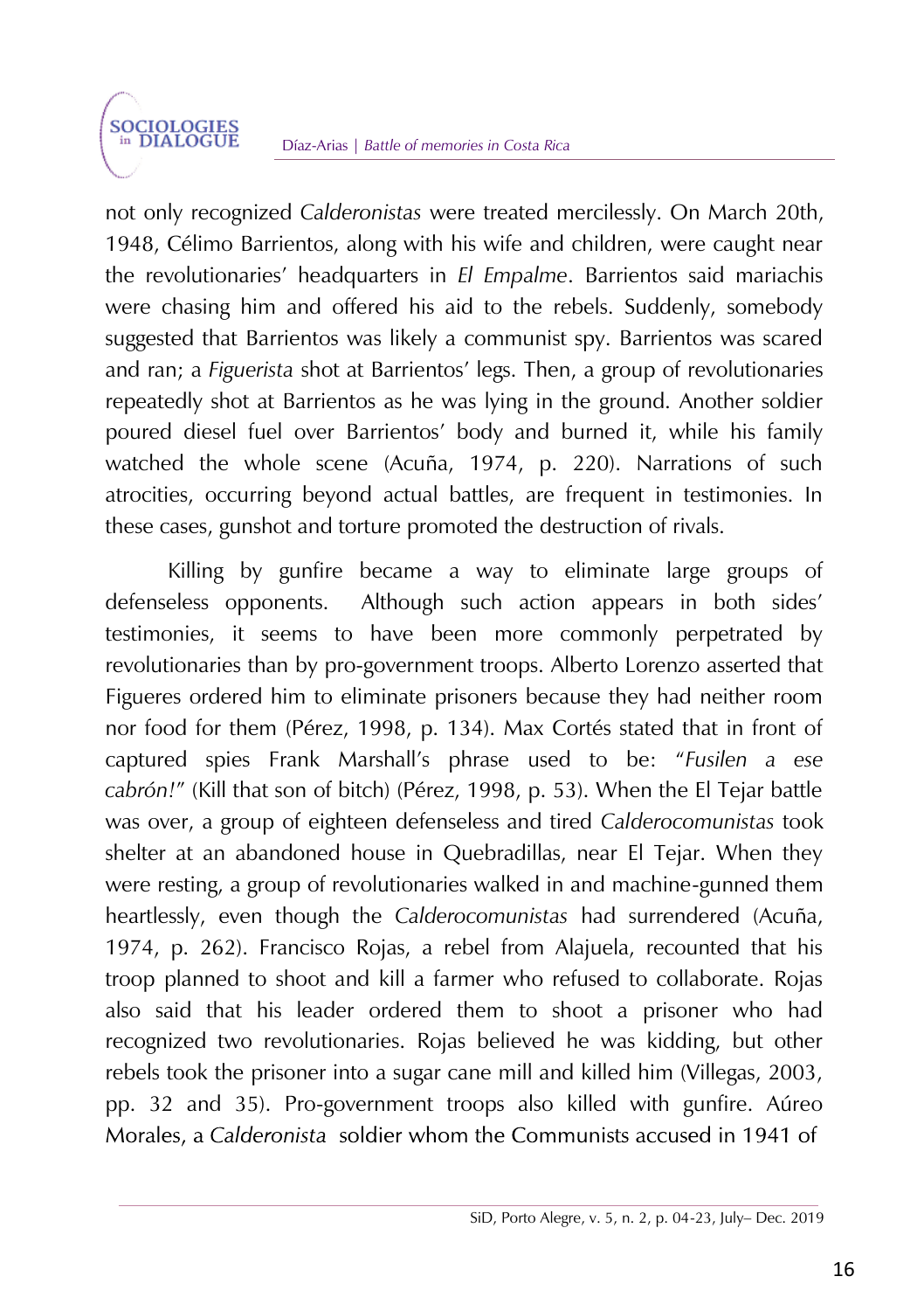not only recognized *Calderonistas* were treated mercilessly. On March 20th, 1948, Célimo Barrientos, along with his wife and children, were caught near the revolutionaries' headquarters in *El Empalme*. Barrientos said mariachis were chasing him and offered his aid to the rebels. Suddenly, somebody suggested that Barrientos was likely a communist spy. Barrientos was scared and ran; a *Figuerista* shot at Barrientos' legs. Then, a group of revolutionaries repeatedly shot at Barrientos as he was lying in the ground. Another soldier poured diesel fuel over Barrientos' body and burned it, while his family watched the whole scene (Acuña, 1974, p. 220). Narrations of such atrocities, occurring beyond actual battles, are frequent in testimonies. In these cases, gunshot and torture promoted the destruction of rivals.

Killing by gunfire became a way to eliminate large groups of defenseless opponents. Although such action appears in both sides' testimonies, it seems to have been more commonly perpetrated by revolutionaries than by pro-government troops. Alberto Lorenzo asserted that Figueres ordered him to eliminate prisoners because they had neither room nor food for them (Pérez, 1998, p. 134). Max Cortés stated that in front of captured spies Frank Marshall's phrase used to be: "*Fusilen a ese cabrón!*" (Kill that son of bitch) (Pérez, 1998, p. 53). When the El Tejar battle was over, a group of eighteen defenseless and tired *Calderocomunistas* took shelter at an abandoned house in Quebradillas, near El Tejar. When they were resting, a group of revolutionaries walked in and machine-gunned them heartlessly, even though the *Calderocomunistas* had surrendered (Acuña, 1974, p. 262). Francisco Rojas, a rebel from Alajuela, recounted that his troop planned to shoot and kill a farmer who refused to collaborate. Rojas also said that his leader ordered them to shoot a prisoner who had recognized two revolutionaries. Rojas believed he was kidding, but other rebels took the prisoner into a sugar cane mill and killed him (Villegas, 2003, pp. 32 and 35). Pro-government troops also killed with gunfire. Aúreo Morales, a *Calderonista* soldier whom the Communists accused in 1941 of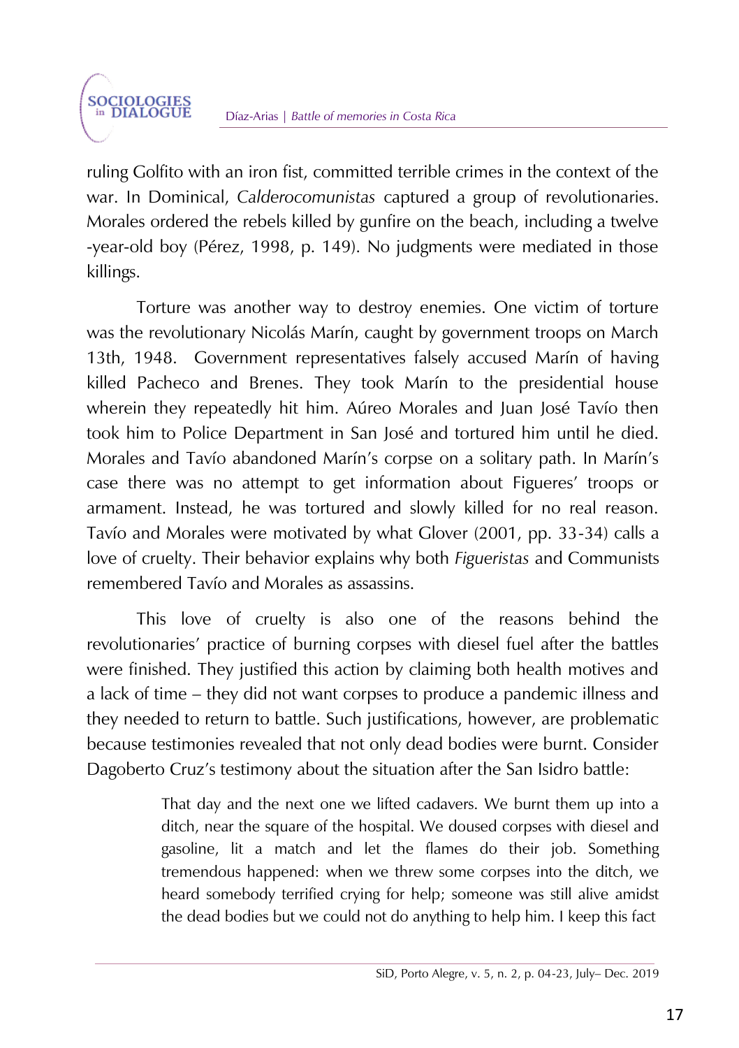ruling Golfito with an iron fist, committed terrible crimes in the context of the war. In Dominical, *Calderocomunistas* captured a group of revolutionaries. Morales ordered the rebels killed by gunfire on the beach, including a twelve -year-old boy (Pérez, 1998, p. 149). No judgments were mediated in those killings.

Torture was another way to destroy enemies. One victim of torture was the revolutionary Nicolás Marín, caught by government troops on March 13th, 1948. Government representatives falsely accused Marín of having killed Pacheco and Brenes. They took Marín to the presidential house wherein they repeatedly hit him. Aúreo Morales and Juan José Tavío then took him to Police Department in San José and tortured him until he died. Morales and Tavío abandoned Marín's corpse on a solitary path. In Marín's case there was no attempt to get information about Figueres' troops or armament. Instead, he was tortured and slowly killed for no real reason. Tavío and Morales were motivated by what Glover (2001, pp. 33-34) calls a love of cruelty. Their behavior explains why both *Figueristas* and Communists remembered Tavío and Morales as assassins.

This love of cruelty is also one of the reasons behind the revolutionaries' practice of burning corpses with diesel fuel after the battles were finished. They justified this action by claiming both health motives and a lack of time – they did not want corpses to produce a pandemic illness and they needed to return to battle. Such justifications, however, are problematic because testimonies revealed that not only dead bodies were burnt. Consider Dagoberto Cruz's testimony about the situation after the San Isidro battle:

> That day and the next one we lifted cadavers. We burnt them up into a ditch, near the square of the hospital. We doused corpses with diesel and gasoline, lit a match and let the flames do their job. Something tremendous happened: when we threw some corpses into the ditch, we heard somebody terrified crying for help; someone was still alive amidst the dead bodies but we could not do anything to help him. I keep this fact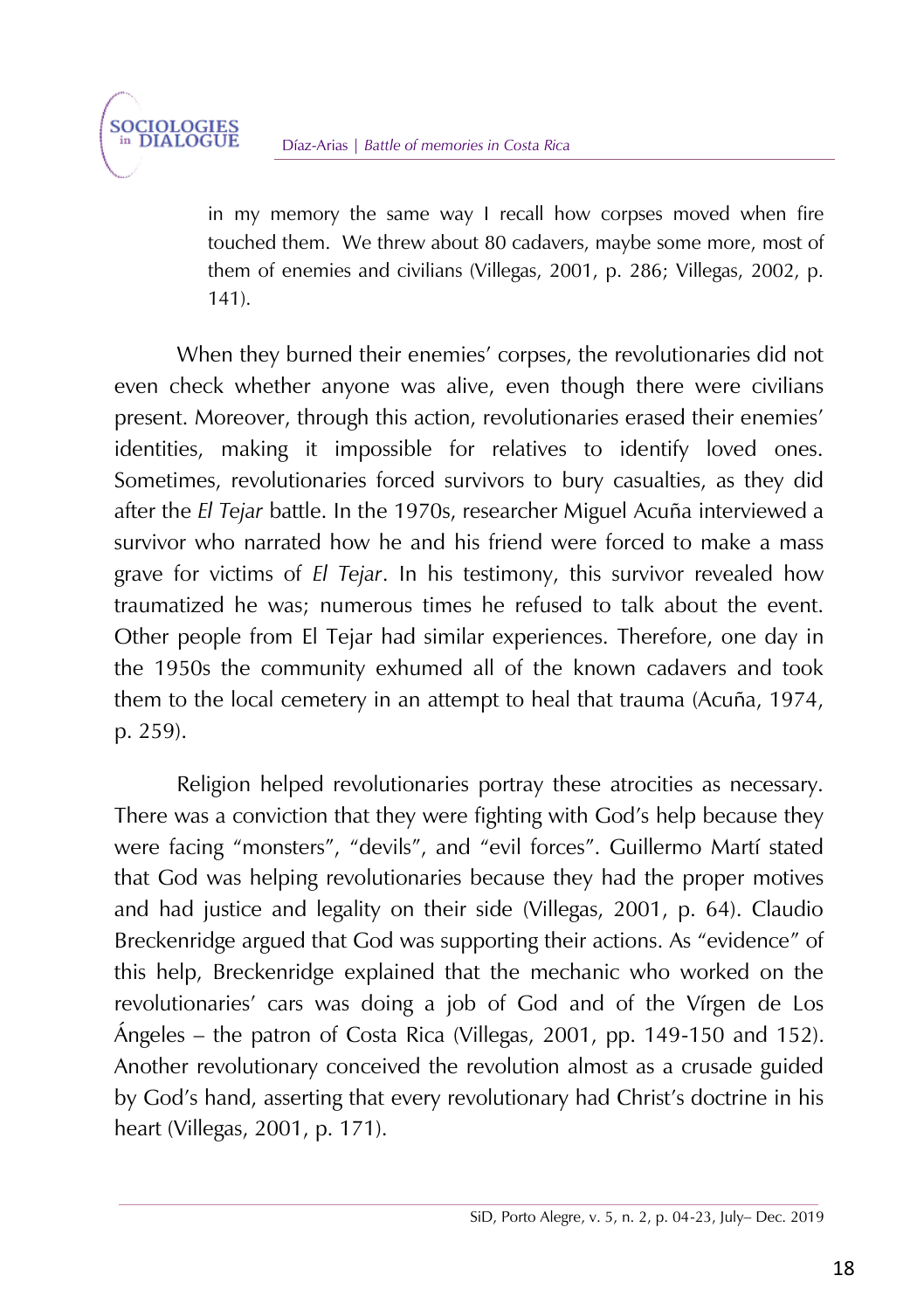> in my memory the same way I recall how corpses moved when fire touched them. We threw about 80 cadavers, maybe some more, most of them of enemies and civilians (Villegas, 2001, p. 286; Villegas, 2002, p. 141).

When they burned their enemies' corpses, the revolutionaries did not even check whether anyone was alive, even though there were civilians present. Moreover, through this action, revolutionaries erased their enemies' identities, making it impossible for relatives to identify loved ones. Sometimes, revolutionaries forced survivors to bury casualties, as they did after the *El Tejar* battle. In the 1970s, researcher Miguel Acuña interviewed a survivor who narrated how he and his friend were forced to make a mass grave for victims of *El Tejar*. In his testimony, this survivor revealed how traumatized he was; numerous times he refused to talk about the event. Other people from El Tejar had similar experiences. Therefore, one day in the 1950s the community exhumed all of the known cadavers and took them to the local cemetery in an attempt to heal that trauma (Acuña, 1974, p. 259).

Religion helped revolutionaries portray these atrocities as necessary. There was a conviction that they were fighting with God's help because they were facing "monsters", "devils", and "evil forces". Guillermo Martí stated that God was helping revolutionaries because they had the proper motives and had justice and legality on their side (Villegas, 2001, p. 64). Claudio Breckenridge argued that God was supporting their actions. As "evidence" of this help, Breckenridge explained that the mechanic who worked on the revolutionaries' cars was doing a job of God and of the Vírgen de Los Ángeles – the patron of Costa Rica (Villegas, 2001, pp. 149-150 and 152). Another revolutionary conceived the revolution almost as a crusade guided by God's hand, asserting that every revolutionary had Christ's doctrine in his heart (Villegas, 2001, p. 171).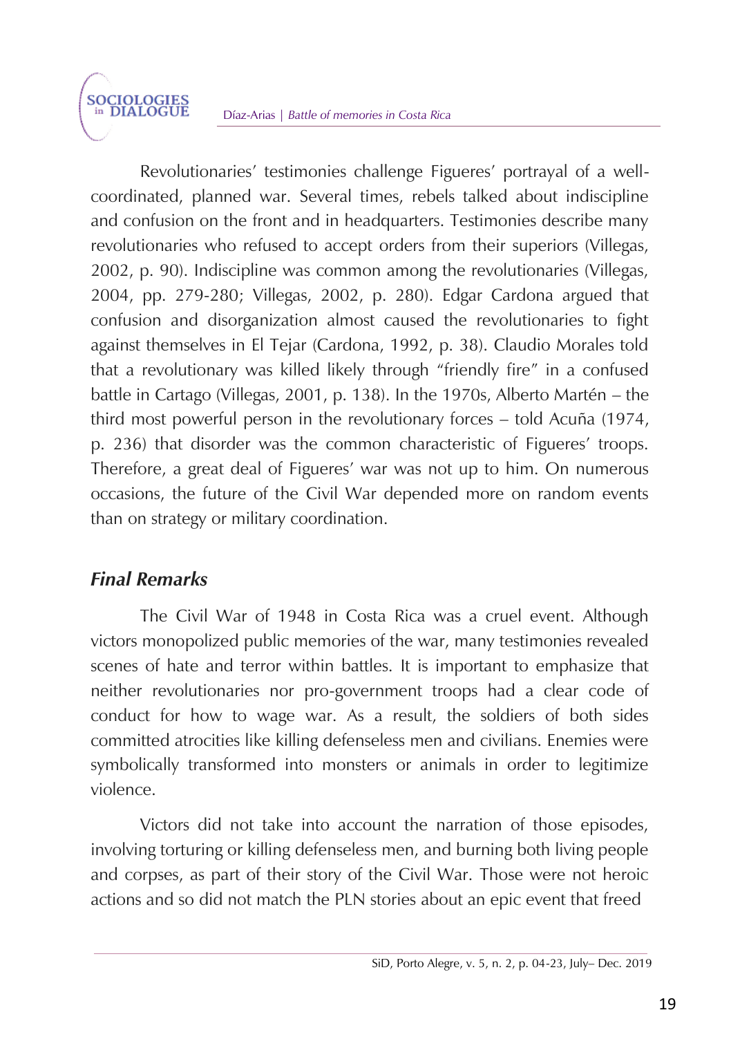Revolutionaries' testimonies challenge Figueres' portrayal of a well-coordinated, planned war. Several times, rebels talked about indiscipline and confusion on the front and in headquarters. Testimonies describe many revolutionaries who refused to accept orders from their superiors (Villegas, 2002, p. 90). Indiscipline was common among the revolutionaries (Villegas, 2004, pp. 279-280; Villegas, 2002, p. 280). Edgar Cardona argued that confusion and disorganization almost caused the revolutionaries to fight against themselves in El Tejar (Cardona, 1992, p. 38). Claudio Morales told that a revolutionary was killed likely through "friendly fire" in a confused battle in Cartago (Villegas, 2001, p. 138). In the 1970s, Alberto Martén – the third most powerful person in the revolutionary forces – told Acuña (1974, p. 236) that disorder was the common characteristic of Figueres' troops. Therefore, a great deal of Figueres' war was not up to him. On numerous occasions, the future of the Civil War depended more on random events than on strategy or military coordination.

## *Final Remarks*

The Civil War of 1948 in Costa Rica was a cruel event. Although victors monopolized public memories of the war, many testimonies revealed scenes of hate and terror within battles. It is important to emphasize that neither revolutionaries nor pro-government troops had a clear code of conduct for how to wage war. As a result, the soldiers of both sides committed atrocities like killing defenseless men and civilians. Enemies were symbolically transformed into monsters or animals in order to legitimize violence.

Victors did not take into account the narration of those episodes, involving torturing or killing defenseless men, and burning both living people and corpses, as part of their story of the Civil War. Those were not heroic actions and so did not match the PLN stories about an epic event that freed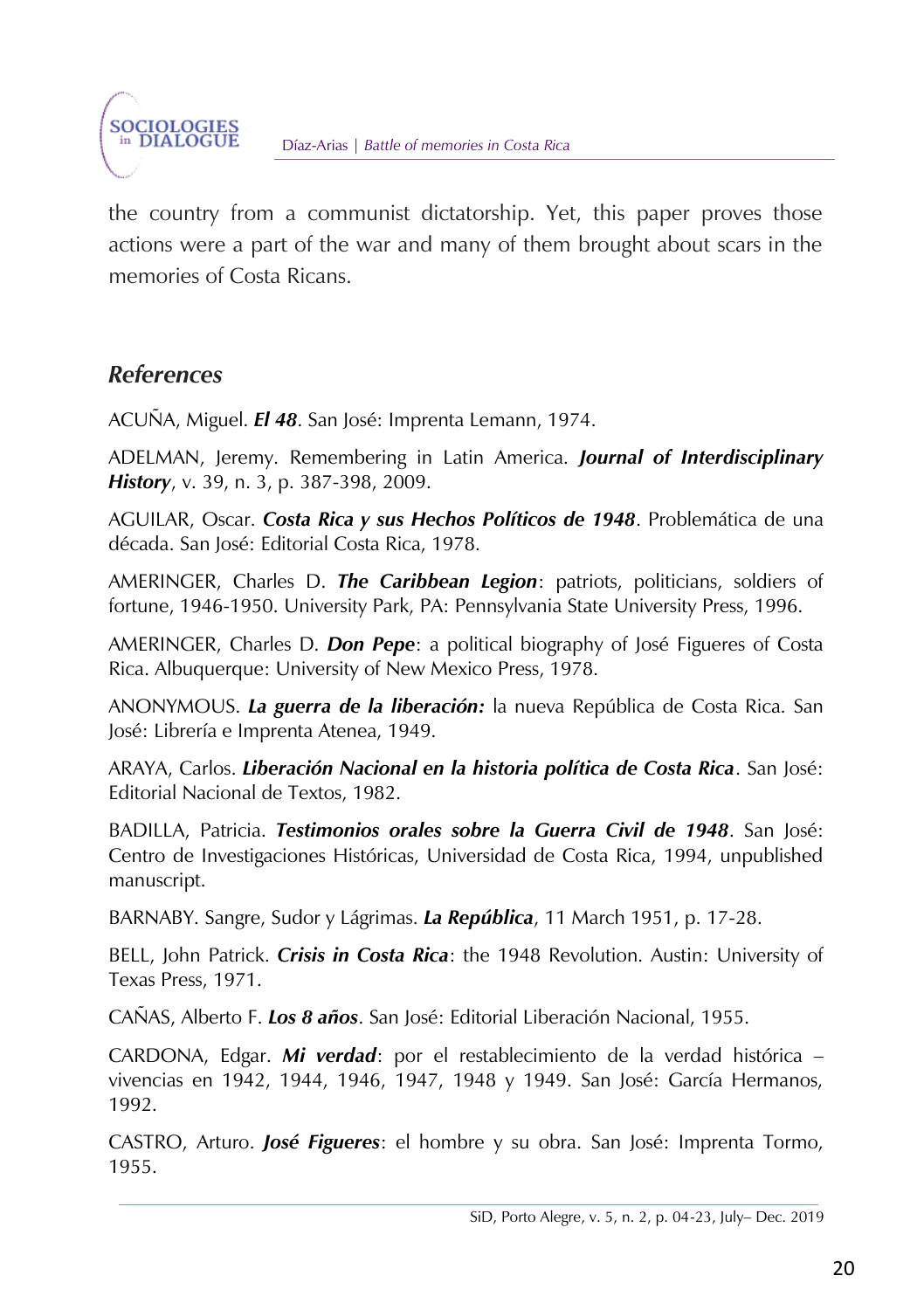the country from a communist dictatorship. Yet, this paper proves those actions were a part of the war and many of them brought about scars in the memories of Costa Ricans.

## *References*

ACUÑA, Miguel. ***El 48***. San José: Imprenta Lemann, 1974.

ADELMAN, Jeremy. Remembering in Latin America. ***Journal of Interdisciplinary History***, v. 39, n. 3, p. 387-398, 2009.

AGUILAR, Oscar. ***Costa Rica y sus Hechos Políticos de 1948***. Problemática de una década. San José: Editorial Costa Rica, 1978.

AMERINGER, Charles D. ***The Caribbean Legion***: patriots, politicians, soldiers of fortune, 1946-1950. University Park, PA: Pennsylvania State University Press, 1996.

AMERINGER, Charles D. ***Don Pepe***: a political biography of José Figueres of Costa Rica. Albuquerque: University of New Mexico Press, 1978.

ANONYMOUS. ***La guerra de la liberación:*** la nueva República de Costa Rica. San José: Librería e Imprenta Atenea, 1949.

ARAYA, Carlos. ***Liberación Nacional en la historia política de Costa Rica***. San José: Editorial Nacional de Textos, 1982.

BADILLA, Patricia. ***Testimonios orales sobre la Guerra Civil de 1948***. San José: Centro de Investigaciones Históricas, Universidad de Costa Rica, 1994, unpublished manuscript.

BARNABY. Sangre, Sudor y Lágrimas. ***La República***, 11 March 1951, p. 17-28.

BELL, John Patrick. ***Crisis in Costa Rica***: the 1948 Revolution. Austin: University of Texas Press, 1971.

CAÑAS, Alberto F. ***Los 8 años***. San José: Editorial Liberación Nacional, 1955.

CARDONA, Edgar. ***Mi verdad***: por el restablecimiento de la verdad histórica – vivencias en 1942, 1944, 1946, 1947, 1948 y 1949. San José: García Hermanos, 1992.

CASTRO, Arturo. ***José Figueres***: el hombre y su obra. San José: Imprenta Tormo, 1955.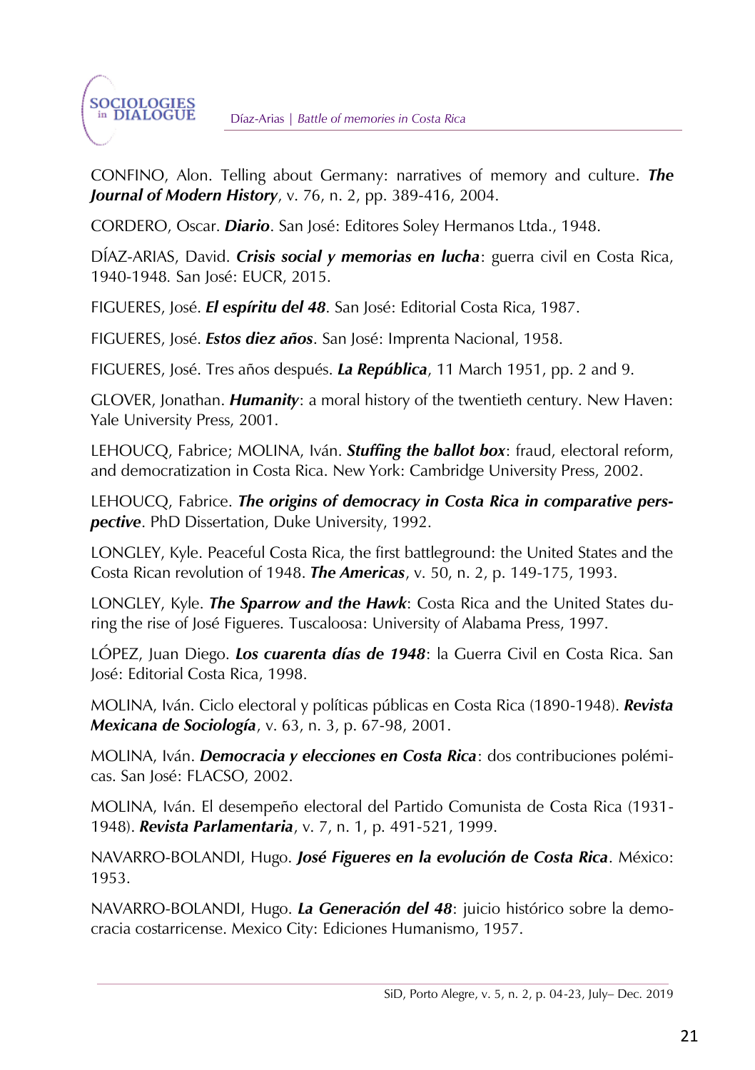CONFINO, Alon. Telling about Germany: narratives of memory and culture. ***The Journal of Modern History***, v. 76, n. 2, pp. 389-416, 2004.

CORDERO, Oscar. ***Diario***. San José: Editores Soley Hermanos Ltda., 1948.

DÍAZ-ARIAS, David. ***Crisis social y memorias en lucha***: guerra civil en Costa Rica, 1940-1948. San José: EUCR, 2015.

FIGUERES, José. ***El espíritu del 48***. San José: Editorial Costa Rica, 1987.

FIGUERES, José. ***Estos diez años***. San José: Imprenta Nacional, 1958.

FIGUERES, José. Tres años después. ***La República***, 11 March 1951, pp. 2 and 9.

GLOVER, Jonathan. ***Humanity***: a moral history of the twentieth century. New Haven: Yale University Press, 2001.

LEHOUCQ, Fabrice; MOLINA, Iván. ***Stuffing the ballot box***: fraud, electoral reform, and democratization in Costa Rica. New York: Cambridge University Press, 2002.

LEHOUCQ, Fabrice. ***The origins of democracy in Costa Rica in comparative perspective***. PhD Dissertation, Duke University, 1992.

LONGLEY, Kyle. Peaceful Costa Rica, the first battleground: the United States and the Costa Rican revolution of 1948. ***The Americas***, v. 50, n. 2, p. 149-175, 1993.

LONGLEY, Kyle. ***The Sparrow and the Hawk***: Costa Rica and the United States during the rise of José Figueres. Tuscaloosa: University of Alabama Press, 1997.

LÓPEZ, Juan Diego. ***Los cuarenta días de 1948***: la Guerra Civil en Costa Rica. San José: Editorial Costa Rica, 1998.

MOLINA, Iván. Ciclo electoral y políticas públicas en Costa Rica (1890-1948). ***Revista Mexicana de Sociología***, v. 63, n. 3, p. 67-98, 2001.

MOLINA, Iván. ***Democracia y elecciones en Costa Rica***: dos contribuciones polémicas. San José: FLACSO, 2002.

MOLINA, Iván. El desempeño electoral del Partido Comunista de Costa Rica (1931-1948). ***Revista Parlamentaria***, v. 7, n. 1, p. 491-521, 1999.

NAVARRO-BOLANDI, Hugo. ***José Figueres en la evolución de Costa Rica***. México: 1953.

NAVARRO-BOLANDI, Hugo. ***La Generación del 48***: juicio histórico sobre la democracia costarricense. Mexico City: Ediciones Humanismo, 1957.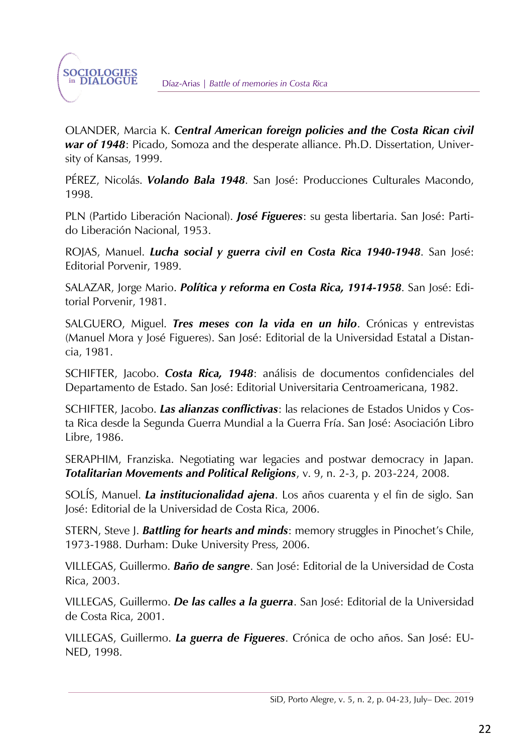OLANDER, Marcia K. ***Central American foreign policies and the Costa Rican civil war of 1948***: Picado, Somoza and the desperate alliance. Ph.D. Dissertation, University of Kansas, 1999.

PÉREZ, Nicolás. ***Volando Bala 1948***. San José: Producciones Culturales Macondo, 1998.

PLN (Partido Liberación Nacional). ***José Figueres***: su gesta libertaria. San José: Partido Liberación Nacional, 1953.

ROJAS, Manuel. ***Lucha social y guerra civil en Costa Rica 1940-1948***. San José: Editorial Porvenir, 1989.

SALAZAR, Jorge Mario. ***Política y reforma en Costa Rica, 1914-1958***. San José: Editorial Porvenir, 1981.

SALGUERO, Miguel. ***Tres meses con la vida en un hilo***. Crónicas y entrevistas (Manuel Mora y José Figueres). San José: Editorial de la Universidad Estatal a Distancia, 1981.

SCHIFTER, Jacobo. ***Costa Rica, 1948***: análisis de documentos confidenciales del Departamento de Estado. San José: Editorial Universitaria Centroamericana, 1982.

SCHIFTER, Jacobo. ***Las alianzas conflictivas***: las relaciones de Estados Unidos y Costa Rica desde la Segunda Guerra Mundial a la Guerra Fría. San José: Asociación Libro Libre, 1986.

SERAPHIM, Franziska. Negotiating war legacies and postwar democracy in Japan. ***Totalitarian Movements and Political Religions***, v. 9, n. 2-3, p. 203-224, 2008.

SOLÍS, Manuel. ***La institucionalidad ajena***. Los años cuarenta y el fin de siglo. San José: Editorial de la Universidad de Costa Rica, 2006.

STERN, Steve J. ***Battling for hearts and minds***: memory struggles in Pinochet's Chile, 1973-1988. Durham: Duke University Press, 2006.

VILLEGAS, Guillermo. ***Baño de sangre***. San José: Editorial de la Universidad de Costa Rica, 2003.

VILLEGAS, Guillermo. ***De las calles a la guerra***. San José: Editorial de la Universidad de Costa Rica, 2001.

VILLEGAS, Guillermo. ***La guerra de Figueres***. Crónica de ocho años. San José: EUNED, 1998.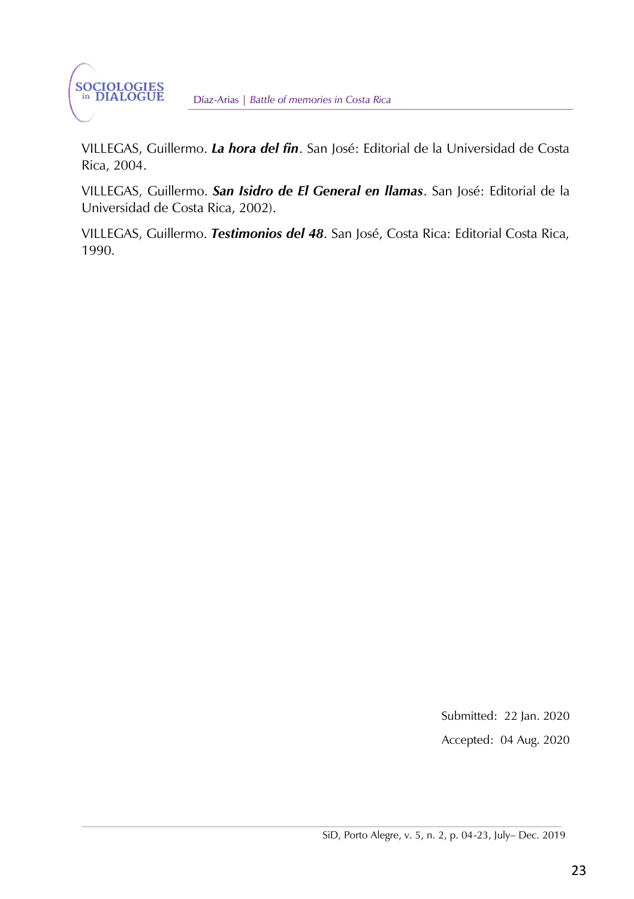VILLEGAS, Guillermo. ***La hora del fin***. San José: Editorial de la Universidad de Costa Rica, 2004.

VILLEGAS, Guillermo. ***San Isidro de El General en llamas***. San José: Editorial de la Universidad de Costa Rica, 2002).

VILLEGAS, Guillermo. ***Testimonios del 48***. San José, Costa Rica: Editorial Costa Rica, 1990.

Submitted: 22 Jan. 2020

Accepted: 04 Aug. 2020